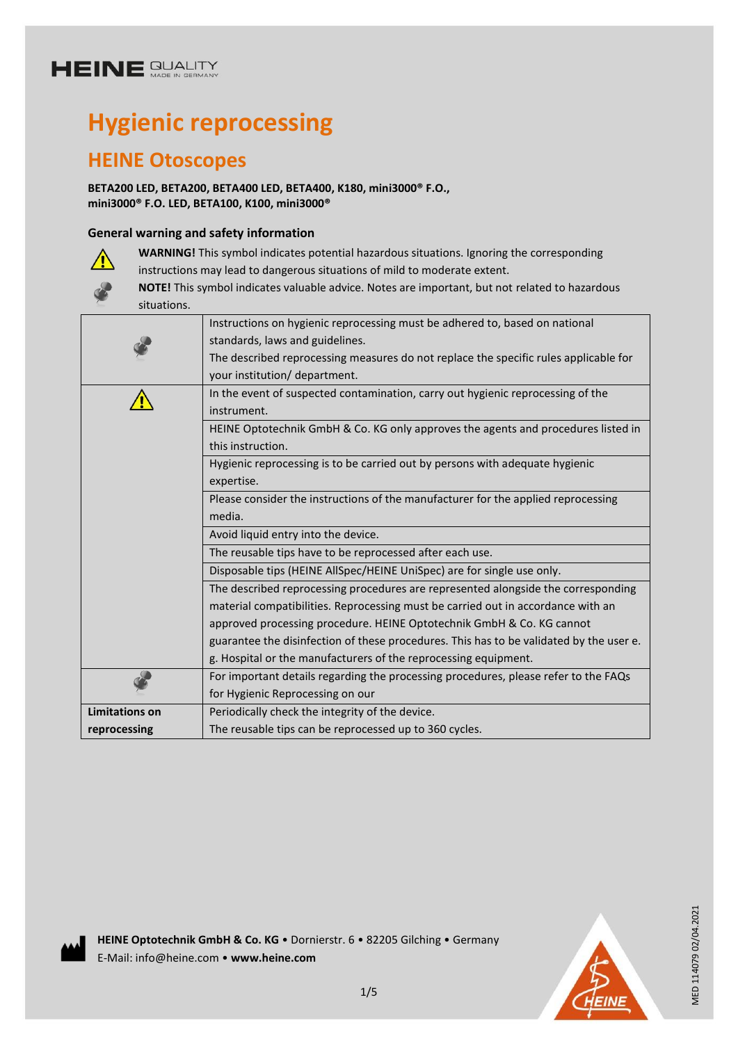HEINE QUALITY MADE IN GERMANY

# Hygienic reprocessing

## HEINE Otoscopes

**BETA200 LED, BETA200, BETA400 LED, BETA400, K180, mini3000® F.O., mini3000® F.O. LED, BETA100, K100, mini3000®**

### General warning and safety information

⚠ **WARNING!** This symbol indicates potential hazardous situations. Ignoring the corresponding instructions may lead to dangerous situations of mild to moderate extent.

**NOTE!** This symbol indicates valuable advice. Notes are important, but not related to hazardous situations.

| | |
|---|---|
| NOTE | Instructions on hygienic reprocessing must be adhered to, based on national standards, laws and guidelines. The described reprocessing measures do not replace the specific rules applicable for your institution/ department. |
| ⚠ | In the event of suspected contamination, carry out hygienic reprocessing of the instrument. |
| | HEINE Optotechnik GmbH & Co. KG only approves the agents and procedures listed in this instruction. |
| | Hygienic reprocessing is to be carried out by persons with adequate hygienic expertise. |
| | Please consider the instructions of the manufacturer for the applied reprocessing media. |
| | Avoid liquid entry into the device. |
| | The reusable tips have to be reprocessed after each use. |
| | Disposable tips (HEINE AllSpec/HEINE UniSpec) are for single use only. |
| | The described reprocessing procedures are represented alongside the corresponding material compatibilities. Reprocessing must be carried out in accordance with an approved processing procedure. HEINE Optotechnik GmbH & Co. KG cannot guarantee the disinfection of these procedures. This has to be validated by the user e. g. Hospital or the manufacturers of the reprocessing equipment. |
| NOTE | For important details regarding the processing procedures, please refer to the FAQs for Hygienic Reprocessing on our |
| **Limitations on reprocessing** | Periodically check the integrity of the device. The reusable tips can be reprocessed up to 360 cycles. |

**HEINE Optotechnik GmbH & Co. KG** • Dornierstr. 6 • 82205 Gilching • Germany
E-Mail: info@heine.com • **www.heine.com**

MED 114079 02/04.2021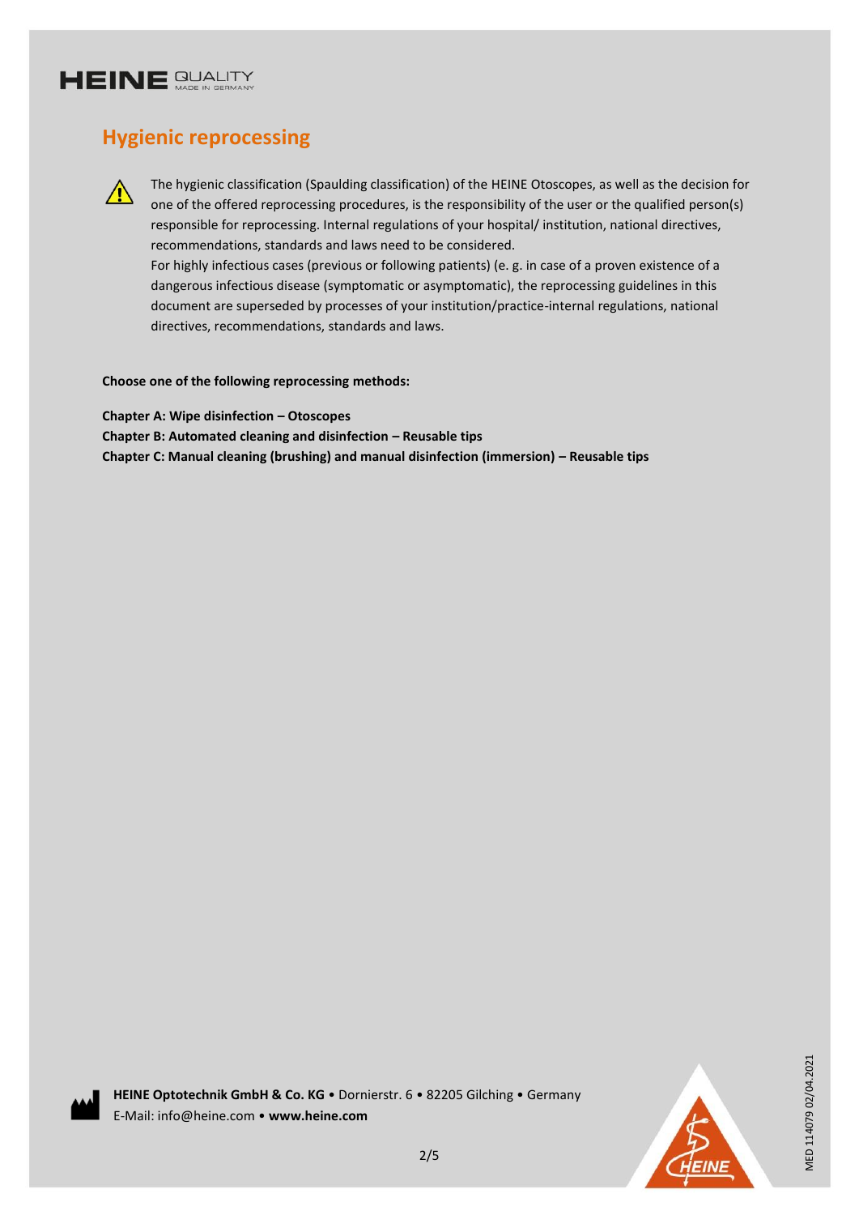## Hygienic reprocessing

⚠ The hygienic classification (Spaulding classification) of the HEINE Otoscopes, as well as the decision for one of the offered reprocessing procedures, is the responsibility of the user or the qualified person(s) responsible for reprocessing. Internal regulations of your hospital/ institution, national directives, recommendations, standards and laws need to be considered.
For highly infectious cases (previous or following patients) (e. g. in case of a proven existence of a dangerous infectious disease (symptomatic or asymptomatic), the reprocessing guidelines in this document are superseded by processes of your institution/practice-internal regulations, national directives, recommendations, standards and laws.

**Choose one of the following reprocessing methods:**

**Chapter A: Wipe disinfection – Otoscopes**
**Chapter B: Automated cleaning and disinfection – Reusable tips**
**Chapter C: Manual cleaning (brushing) and manual disinfection (immersion) – Reusable tips**

**HEINE Optotechnik GmbH & Co. KG** • Dornierstr. 6 • 82205 Gilching • Germany
E-Mail: info@heine.com • **www.heine.com**

MED 114079 02/04.2021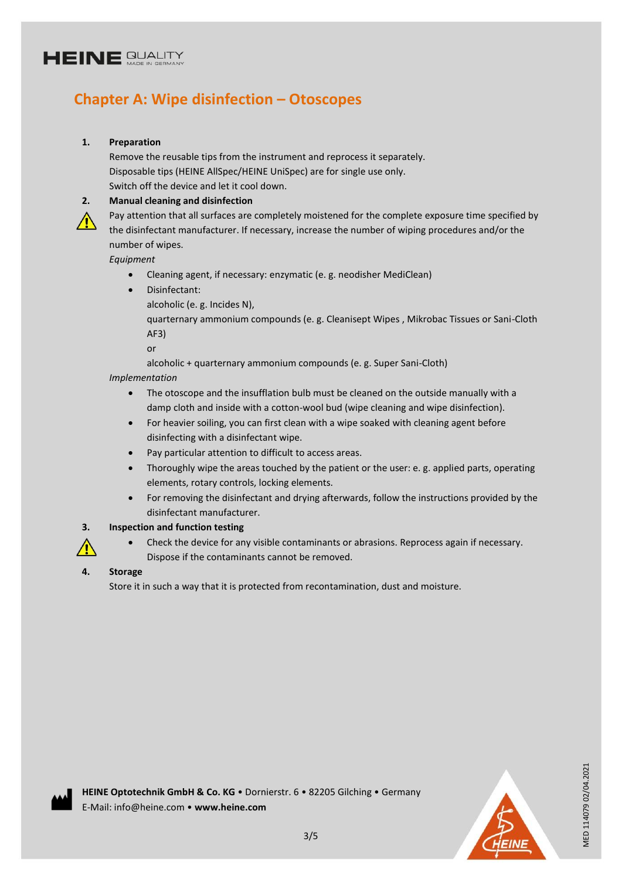# Chapter A: Wipe disinfection – Otoscopes

1. **Preparation**

   Remove the reusable tips from the instrument and reprocess it separately.
   Disposable tips (HEINE AllSpec/HEINE UniSpec) are for single use only.
   Switch off the device and let it cool down.

2. **Manual cleaning and disinfection**

   ⚠ Pay attention that all surfaces are completely moistened for the complete exposure time specified by the disinfectant manufacturer. If necessary, increase the number of wiping procedures and/or the number of wipes.

   *Equipment*

   - Cleaning agent, if necessary: enzymatic (e. g. neodisher MediClean)
   - Disinfectant:
     alcoholic (e. g. Incides N),
     quarternary ammonium compounds (e. g. Cleanisept Wipes , Mikrobac Tissues or Sani-Cloth AF3)
     or
     alcoholic + quarternary ammonium compounds (e. g. Super Sani-Cloth)

   *Implementation*

   - The otoscope and the insufflation bulb must be cleaned on the outside manually with a damp cloth and inside with a cotton-wool bud (wipe cleaning and wipe disinfection).
   - For heavier soiling, you can first clean with a wipe soaked with cleaning agent before disinfecting with a disinfectant wipe.
   - Pay particular attention to difficult to access areas.
   - Thoroughly wipe the areas touched by the patient or the user: e. g. applied parts, operating elements, rotary controls, locking elements.
   - For removing the disinfectant and drying afterwards, follow the instructions provided by the disinfectant manufacturer.

3. **Inspection and function testing**

   ⚠
   - Check the device for any visible contaminants or abrasions. Reprocess again if necessary. Dispose if the contaminants cannot be removed.

4. **Storage**

   Store it in such a way that it is protected from recontamination, dust and moisture.

**HEINE Optotechnik GmbH & Co. KG** • Dornierstr. 6 • 82205 Gilching • Germany
E-Mail: info@heine.com • **www.heine.com**

MED 114079 02/04.2021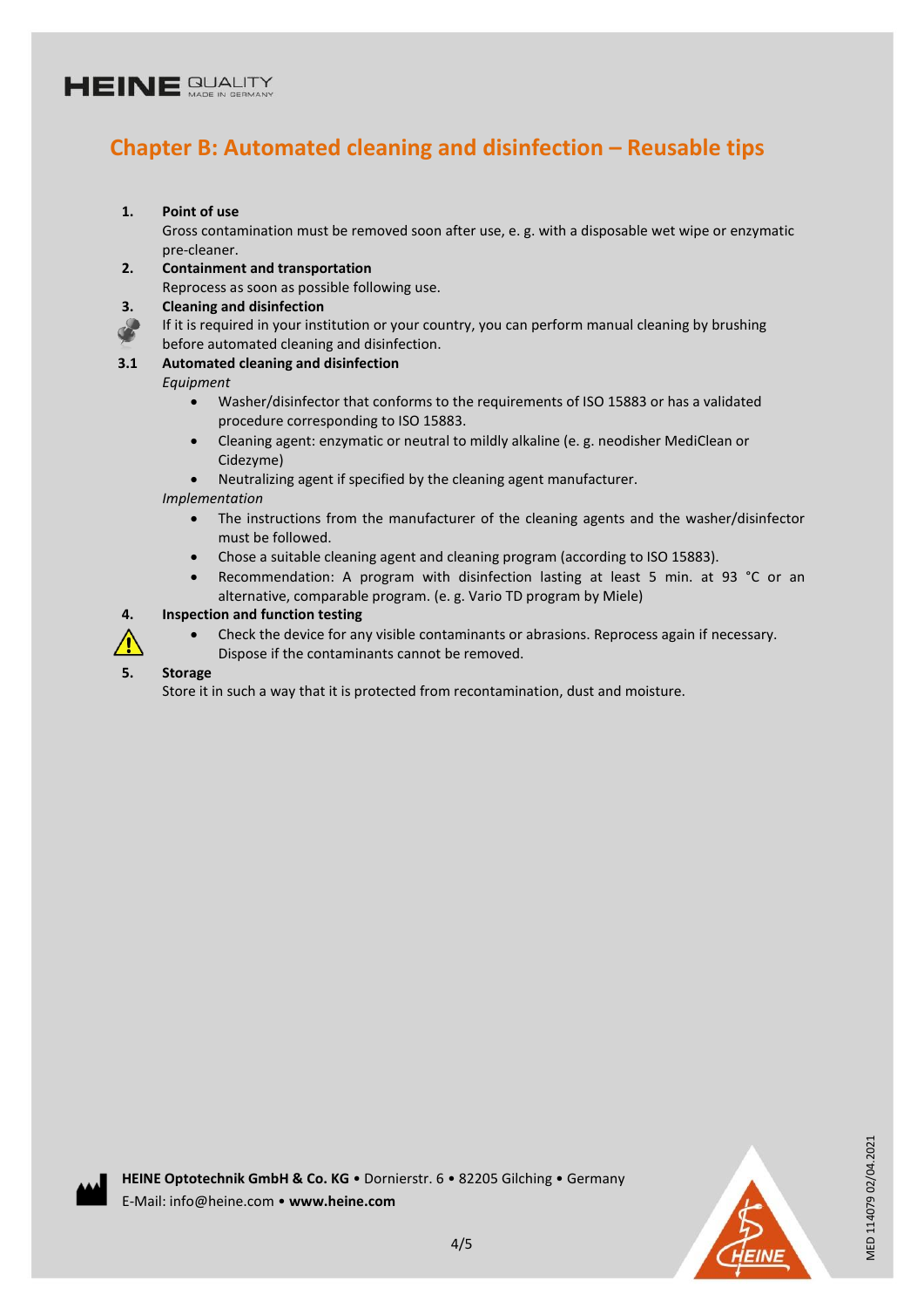## Chapter B: Automated cleaning and disinfection – Reusable tips

**1. Point of use**

Gross contamination must be removed soon after use, e. g. with a disposable wet wipe or enzymatic pre-cleaner.

**2. Containment and transportation**

Reprocess as soon as possible following use.

**3. Cleaning and disinfection**

If it is required in your institution or your country, you can perform manual cleaning by brushing before automated cleaning and disinfection.

**3.1 Automated cleaning and disinfection**

*Equipment*

- Washer/disinfector that conforms to the requirements of ISO 15883 or has a validated procedure corresponding to ISO 15883.
- Cleaning agent: enzymatic or neutral to mildly alkaline (e. g. neodisher MediClean or Cidezyme)
- Neutralizing agent if specified by the cleaning agent manufacturer.

*Implementation*

- The instructions from the manufacturer of the cleaning agents and the washer/disinfector must be followed.
- Chose a suitable cleaning agent and cleaning program (according to ISO 15883).
- Recommendation: A program with disinfection lasting at least 5 min. at 93 °C or an alternative, comparable program. (e. g. Vario TD program by Miele)

**4. Inspection and function testing**

- Check the device for any visible contaminants or abrasions. Reprocess again if necessary. Dispose if the contaminants cannot be removed.

**5. Storage**

Store it in such a way that it is protected from recontamination, dust and moisture.

**HEINE Optotechnik GmbH & Co. KG** • Dornierstr. 6 • 82205 Gilching • Germany
E-Mail: info@heine.com • **www.heine.com**

MED 114079 02/04.2021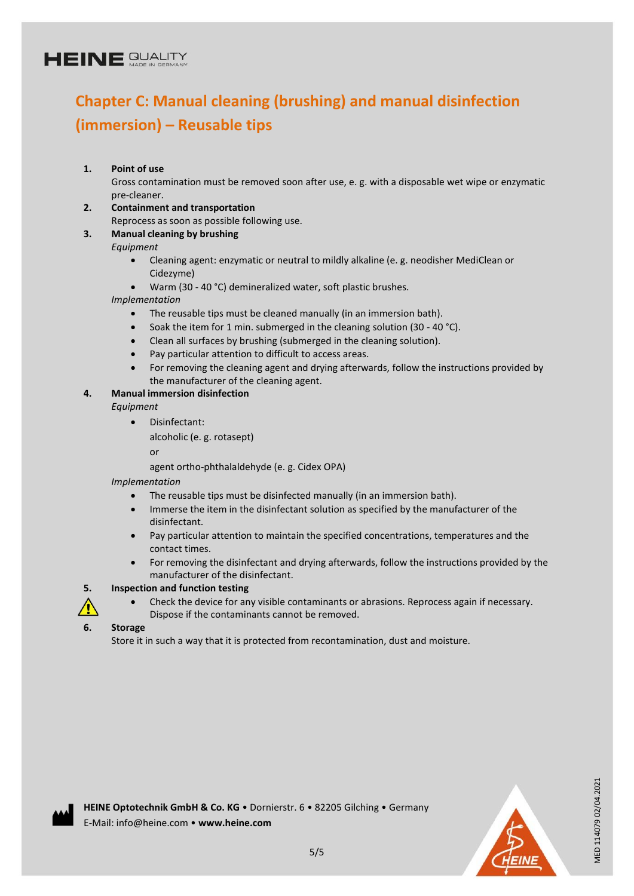# Chapter C: Manual cleaning (brushing) and manual disinfection (immersion) – Reusable tips

1. **Point of use**
   Gross contamination must be removed soon after use, e. g. with a disposable wet wipe or enzymatic pre-cleaner.
2. **Containment and transportation**
   Reprocess as soon as possible following use.
3. **Manual cleaning by brushing**
   *Equipment*
   - Cleaning agent: enzymatic or neutral to mildly alkaline (e. g. neodisher MediClean or Cidezyme)
   - Warm (30 - 40 °C) demineralized water, soft plastic brushes.

   *Implementation*
   - The reusable tips must be cleaned manually (in an immersion bath).
   - Soak the item for 1 min. submerged in the cleaning solution (30 - 40 °C).
   - Clean all surfaces by brushing (submerged in the cleaning solution).
   - Pay particular attention to difficult to access areas.
   - For removing the cleaning agent and drying afterwards, follow the instructions provided by the manufacturer of the cleaning agent.
4. **Manual immersion disinfection**
   *Equipment*
   - Disinfectant:
     alcoholic (e. g. rotasept)
     or
     agent ortho-phthalaldehyde (e. g. Cidex OPA)

   *Implementation*
   - The reusable tips must be disinfected manually (in an immersion bath).
   - Immerse the item in the disinfectant solution as specified by the manufacturer of the disinfectant.
   - Pay particular attention to maintain the specified concentrations, temperatures and the contact times.
   - For removing the disinfectant and drying afterwards, follow the instructions provided by the manufacturer of the disinfectant.
5. **Inspection and function testing**
   - ⚠ Check the device for any visible contaminants or abrasions. Reprocess again if necessary. Dispose if the contaminants cannot be removed.
6. **Storage**
   Store it in such a way that it is protected from recontamination, dust and moisture.

**HEINE Optotechnik GmbH & Co. KG** • Dornierstr. 6 • 82205 Gilching • Germany
E-Mail: info@heine.com • **www.heine.com**

MED 114079 02/04.2021